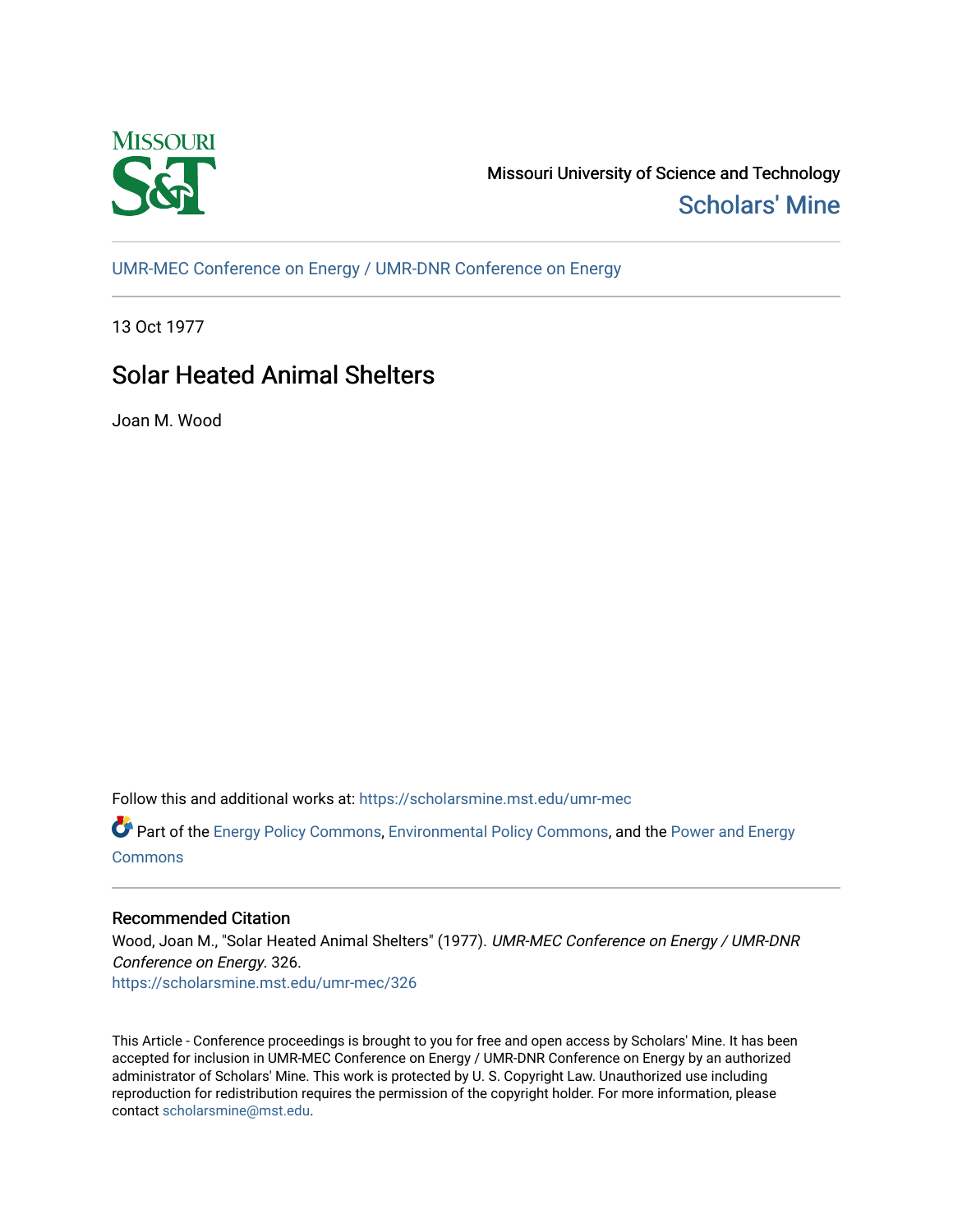Missouri University of Science and Technology

Scholars' Mine

UMR-MEC Conference on Energy / UMR-DNR Conference on Energy

13 Oct 1977

# Solar Heated Animal Shelters

Joan M. Wood

Follow this and additional works at: https://scholarsmine.mst.edu/umr-mec

Part of the Energy Policy Commons, Environmental Policy Commons, and the Power and Energy Commons

## Recommended Citation

Wood, Joan M., "Solar Heated Animal Shelters" (1977). *UMR-MEC Conference on Energy / UMR-DNR Conference on Energy*. 326.
https://scholarsmine.mst.edu/umr-mec/326

This Article - Conference proceedings is brought to you for free and open access by Scholars' Mine. It has been accepted for inclusion in UMR-MEC Conference on Energy / UMR-DNR Conference on Energy by an authorized administrator of Scholars' Mine. This work is protected by U. S. Copyright Law. Unauthorized use including reproduction for redistribution requires the permission of the copyright holder. For more information, please contact scholarsmine@mst.edu.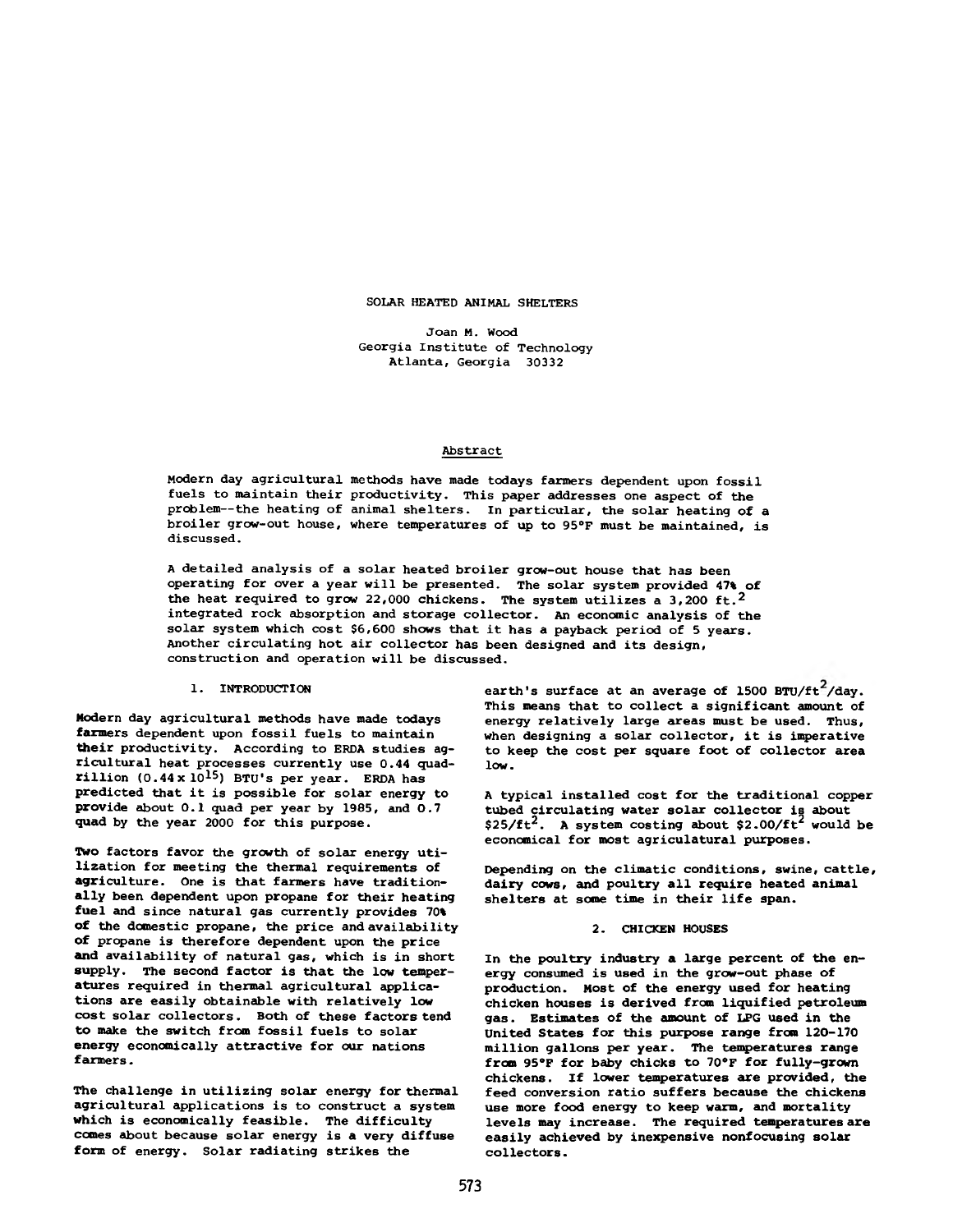# SOLAR HEATED ANIMAL SHELTERS

Joan M. Wood
Georgia Institute of Technology
Atlanta, Georgia 30332

## Abstract

Modern day agricultural methods have made todays farmers dependent upon fossil fuels to maintain their productivity. This paper addresses one aspect of the problem--the heating of animal shelters. In particular, the solar heating of a broiler grow-out house, where temperatures of up to 95°F must be maintained, is discussed.

A detailed analysis of a solar heated broiler grow-out house that has been operating for over a year will be presented. The solar system provided 47% of the heat required to grow 22,000 chickens. The system utilizes a 3,200 ft.$^2$ integrated rock absorption and storage collector. An economic analysis of the solar system which cost $6,600 shows that it has a payback period of 5 years. Another circulating hot air collector has been designed and its design, construction and operation will be discussed.

## 1. INTRODUCTION

Modern day agricultural methods have made todays farmers dependent upon fossil fuels to maintain their productivity. According to ERDA studies agricultural heat processes currently use 0.44 quadrillion ($0.44 \times 10^{15}$) BTU's per year. ERDA has predicted that it is possible for solar energy to provide about 0.1 quad per year by 1985, and 0.7 quad by the year 2000 for this purpose.

Two factors favor the growth of solar energy utilization for meeting the thermal requirements of agriculture. One is that farmers have traditionally been dependent upon propane for their heating fuel and since natural gas currently provides 70% of the domestic propane, the price and availability of propane is therefore dependent upon the price and availability of natural gas, which is in short supply. The second factor is that the low temperatures required in thermal agricultural applications are easily obtainable with relatively low cost solar collectors. Both of these factors tend to make the switch from fossil fuels to solar energy economically attractive for our nations farmers.

The challenge in utilizing solar energy for thermal agricultural applications is to construct a system which is economically feasible. The difficulty comes about because solar energy is a very diffuse form of energy. Solar radiating strikes the earth's surface at an average of 1500 BTU/ft$^2$/day. This means that to collect a significant amount of energy relatively large areas must be used. Thus, when designing a solar collector, it is imperative to keep the cost per square foot of collector area low.

A typical installed cost for the traditional copper tubed circulating water solar collector is about $25/ft$^2$. A system costing about $2.00/ft$^2$ would be economical for most agriculatural purposes.

Depending on the climatic conditions, swine, cattle, dairy cows, and poultry all require heated animal shelters at some time in their life span.

## 2. CHICKEN HOUSES

In the poultry industry a large percent of the energy consumed is used in the grow-out phase of production. Most of the energy used for heating chicken houses is derived from liquified petroleum gas. Estimates of the amount of LPG used in the United States for this purpose range from 120-170 million gallons per year. The temperatures range from 95°F for baby chicks to 70°F for fully-grown chickens. If lower temperatures are provided, the feed conversion ratio suffers because the chickens use more food energy to keep warm, and mortality levels may increase. The required temperatures are easily achieved by inexpensive nonfocusing solar collectors.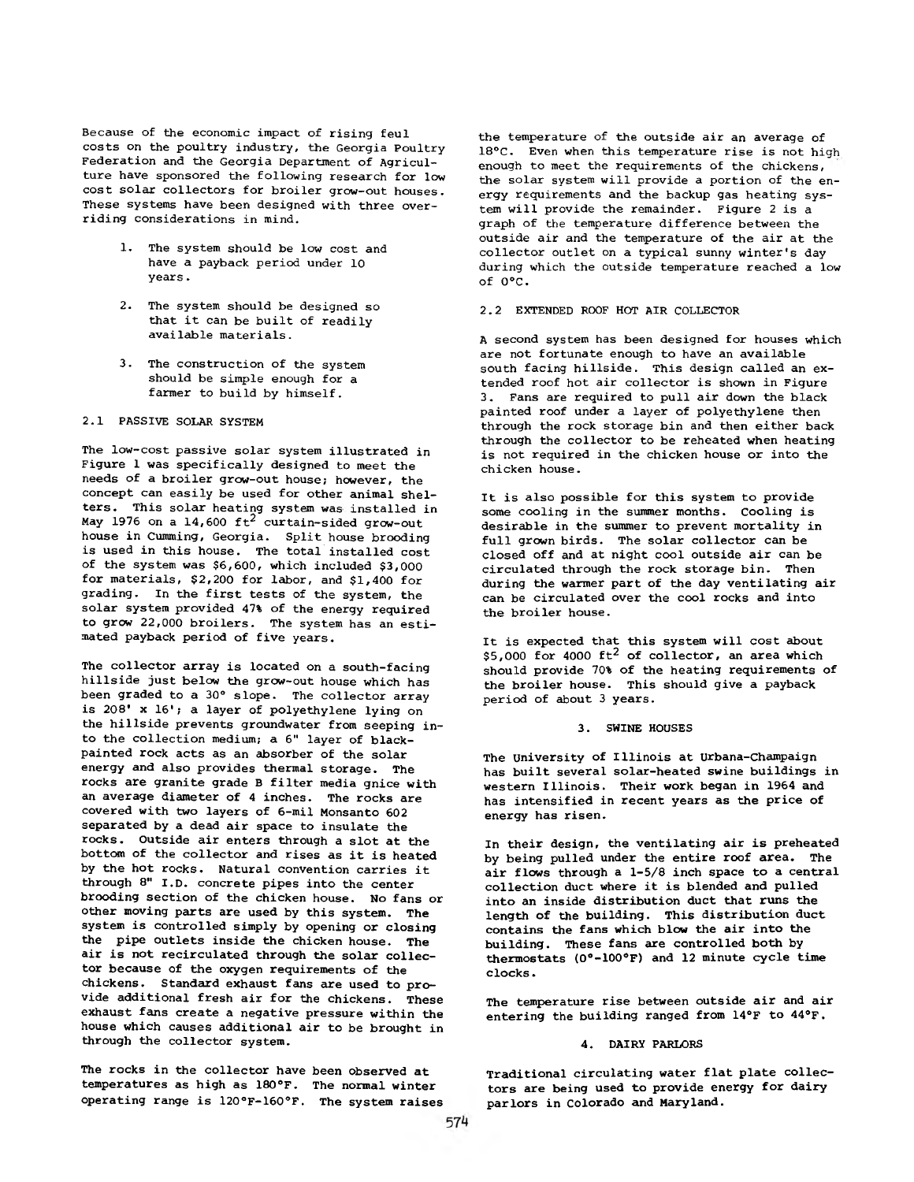Because of the economic impact of rising feul costs on the poultry industry, the Georgia Poultry Federation and the Georgia Department of Agriculture have sponsored the following research for low cost solar collectors for broiler grow-out houses. These systems have been designed with three overriding considerations in mind.

1. The system should be low cost and have a payback period under 10 years.

2. The system should be designed so that it can be built of readily available materials.

3. The construction of the system should be simple enough for a farmer to build by himself.

### 2.1 PASSIVE SOLAR SYSTEM

The low-cost passive solar system illustrated in Figure 1 was specifically designed to meet the needs of a broiler grow-out house; however, the concept can easily be used for other animal shelters. This solar heating system was installed in May 1976 on a 14,600 ft$^2$ curtain-sided grow-out house in Cumming, Georgia. Split house brooding is used in this house. The total installed cost of the system was $6,600, which included $3,000 for materials, $2,200 for labor, and $1,400 for grading. In the first tests of the system, the solar system provided 47% of the energy required to grow 22,000 broilers. The system has an estimated payback period of five years.

The collector array is located on a south-facing hillside just below the grow-out house which has been graded to a 30° slope. The collector array is 208' x 16'; a layer of polyethylene lying on the hillside prevents groundwater from seeping into the collection medium; a 6" layer of black-painted rock acts as an absorber of the solar energy and also provides thermal storage. The rocks are granite grade B filter media gnice with an average diameter of 4 inches. The rocks are covered with two layers of 6-mil Monsanto 602 separated by a dead air space to insulate the rocks. Outside air enters through a slot at the bottom of the collector and rises as it is heated by the hot rocks. Natural convention carries it through 8" I.D. concrete pipes into the center brooding section of the chicken house. No fans or other moving parts are used by this system. The system is controlled simply by opening or closing the pipe outlets inside the chicken house. The air is not recirculated through the solar collector because of the oxygen requirements of the chickens. Standard exhaust fans are used to provide additional fresh air for the chickens. These exhaust fans create a negative pressure within the house which causes additional air to be brought in through the collector system.

The rocks in the collector have been observed at temperatures as high as 180°F. The normal winter operating range is 120°F-160°F. The system raises the temperature of the outside air an average of 18°C. Even when this temperature rise is not high enough to meet the requirements of the chickens, the solar system will provide a portion of the energy requirements and the backup gas heating system will provide the remainder. Figure 2 is a graph of the temperature difference between the outside air and the temperature of the air at the collector outlet on a typical sunny winter's day during which the outside temperature reached a low of 0°C.

### 2.2 EXTENDED ROOF HOT AIR COLLECTOR

A second system has been designed for houses which are not fortunate enough to have an available south facing hillside. This design called an extended roof hot air collector is shown in Figure 3. Fans are required to pull air down the black painted roof under a layer of polyethylene then through the rock storage bin and then either back through the collector to be reheated when heating is not required in the chicken house or into the chicken house.

It is also possible for this system to provide some cooling in the summer months. Cooling is desirable in the summer to prevent mortality in full grown birds. The solar collector can be closed off and at night cool outside air can be circulated through the rock storage bin. Then during the warmer part of the day ventilating air can be circulated over the cool rocks and into the broiler house.

It is expected that this system will cost about $5,000 for 4000 ft$^2$ of collector, an area which should provide 70% of the heating requirements of the broiler house. This should give a payback period of about 3 years.

## 3. SWINE HOUSES

The University of Illinois at Urbana-Champaign has built several solar-heated swine buildings in western Illinois. Their work began in 1964 and has intensified in recent years as the price of energy has risen.

In their design, the ventilating air is preheated by being pulled under the entire roof area. The air flows through a 1-5/8 inch space to a central collection duct where it is blended and pulled into an inside distribution duct that runs the length of the building. This distribution duct contains the fans which blow the air into the building. These fans are controlled both by thermostats (0°-100°F) and 12 minute cycle time clocks.

The temperature rise between outside air and air entering the building ranged from 14°F to 44°F.

## 4. DAIRY PARLORS

Traditional circulating water flat plate collectors are being used to provide energy for dairy parlors in Colorado and Maryland.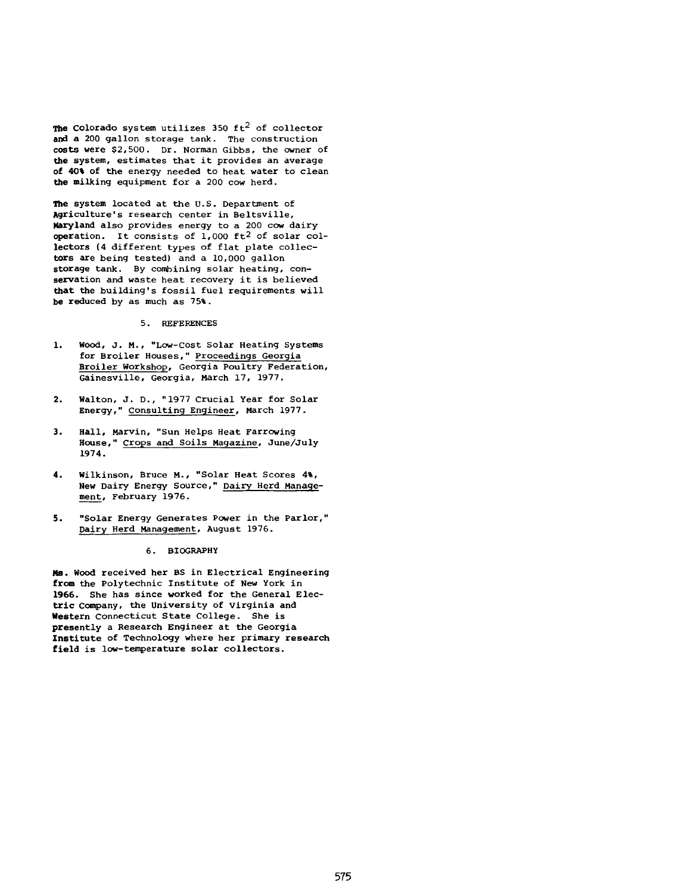The Colorado system utilizes 350 $ft^2$ of collector and a 200 gallon storage tank. The construction costs were $2,500. Dr. Norman Gibbs, the owner of the system, estimates that it provides an average of 40% of the energy needed to heat water to clean the milking equipment for a 200 cow herd.

The system located at the U.S. Department of Agriculture's research center in Beltsville, Maryland also provides energy to a 200 cow dairy operation. It consists of 1,000 $ft^2$ of solar collectors (4 different types of flat plate collectors are being tested) and a 10,000 gallon storage tank. By combining solar heating, conservation and waste heat recovery it is believed that the building's fossil fuel requirements will be reduced by as much as 75%.

## 5. REFERENCES

1. Wood, J. M., "Low-Cost Solar Heating Systems for Broiler Houses," Proceedings Georgia Broiler Workshop, Georgia Poultry Federation, Gainesville, Georgia, March 17, 1977.

2. Walton, J. D., "1977 Crucial Year for Solar Energy," Consulting Engineer, March 1977.

3. Hall, Marvin, "Sun Helps Heat Farrowing House," Crops and Soils Magazine, June/July 1974.

4. Wilkinson, Bruce M., "Solar Heat Scores 4%, New Dairy Energy Source," Dairy Herd Management, February 1976.

5. "Solar Energy Generates Power in the Parlor," Dairy Herd Management, August 1976.

## 6. BIOGRAPHY

Ms. Wood received her BS in Electrical Engineering from the Polytechnic Institute of New York in 1966. She has since worked for the General Electric Company, the University of Virginia and Western Connecticut State College. She is presently a Research Engineer at the Georgia Institute of Technology where her primary research field is low-temperature solar collectors.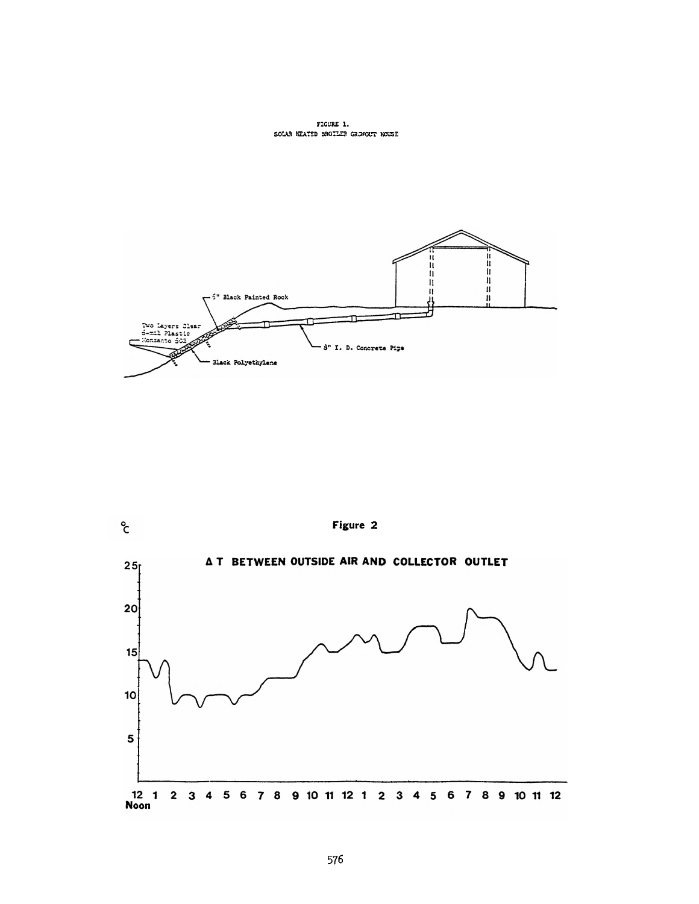FIGURE 1.
SOLAR HEATED BROILER GROWOUT HOUSE

5" Black Painted Rock

Two Layers Clear 6-mil Plastic Monsanto 602

Black Polyethylene

8" I. D. Concrete Pipe

Figure 2

Δ T BETWEEN OUTSIDE AIR AND COLLECTOR OUTLET

°C

25

20

15

10

5

12 Noon 1 2 3 4 5 6 7 8 9 10 11 12 1 2 3 4 5 6 7 8 9 10 11 12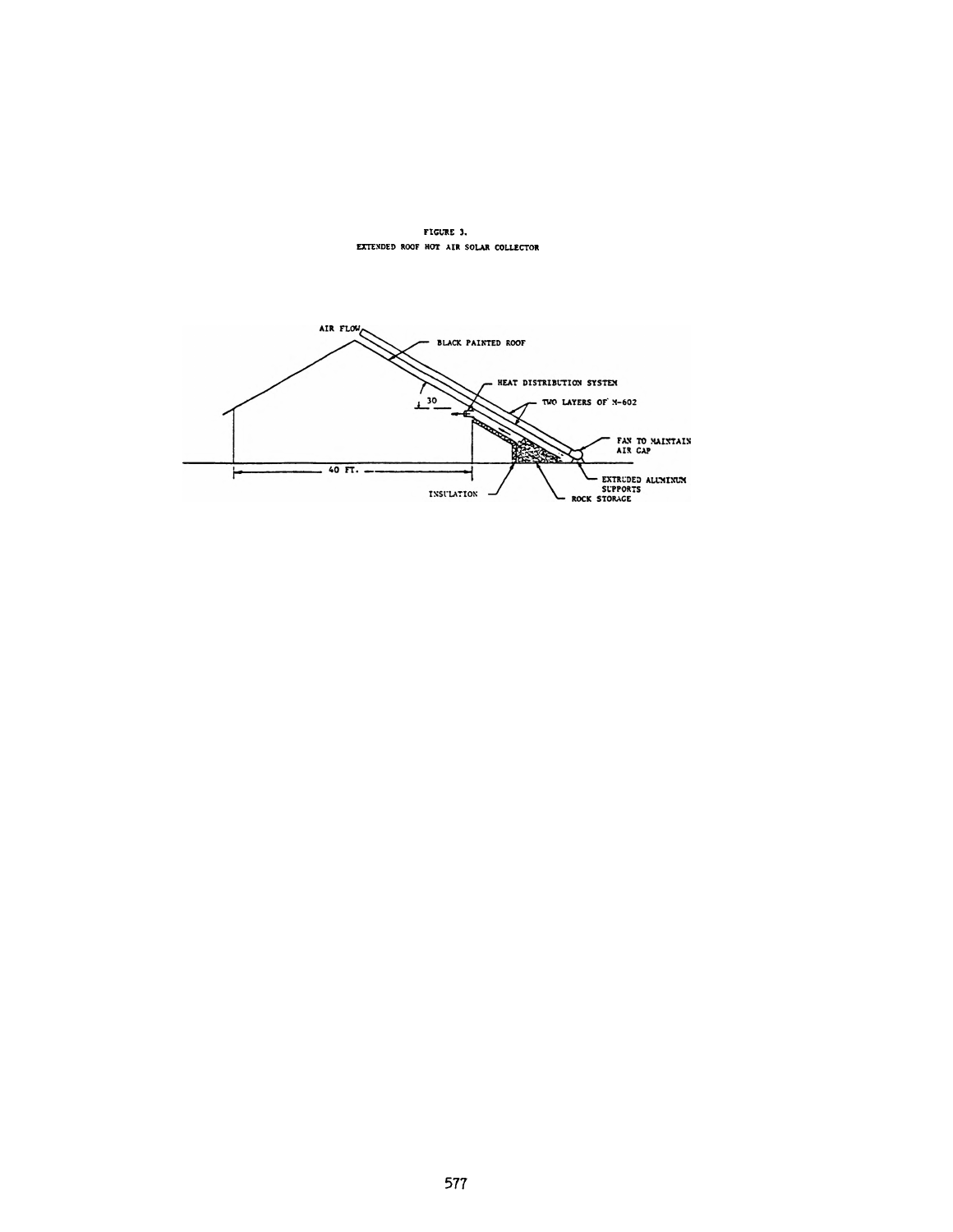FIGURE 3.
EXTENDED ROOF HOT AIR SOLAR COLLECTOR

AIR FLOW

BLACK PAINTED ROOF

HEAT DISTRIBUTION SYSTEM

30

TWO LAYERS OF M-602

FAN TO MAINTAIN AIR GAP

40 FT.

EXTRUDED ALUMINUM SUPPORTS

INSULATION

ROCK STORAGE